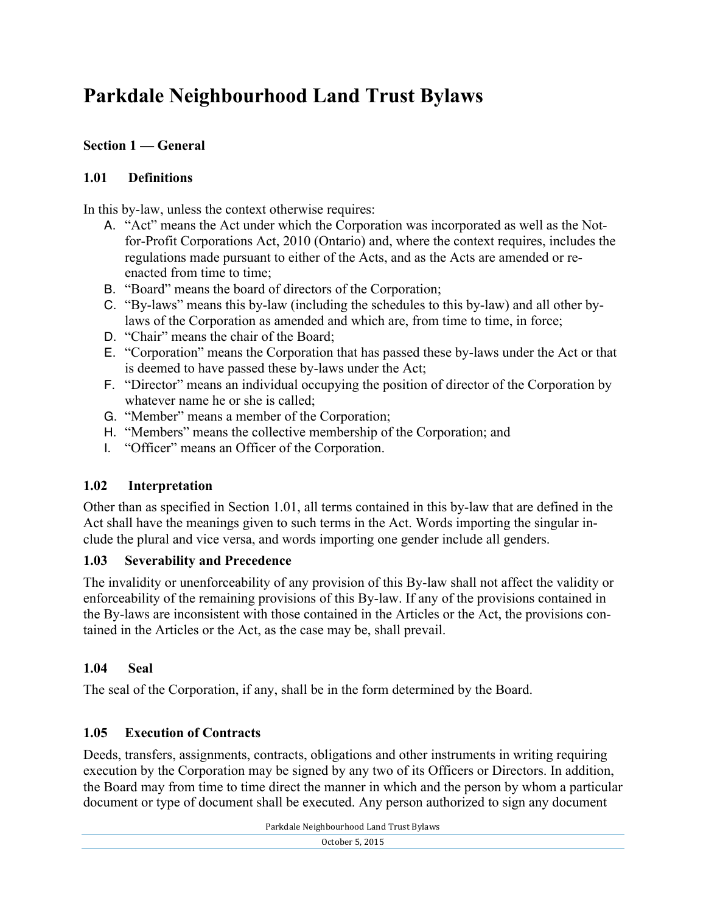# Parkdale Neighbourhood Land Trust Bylaws

## Section 1 — General

### 1.01 Definitions

In this by-law, unless the context otherwise requires:

A. "Act" means the Act under which the Corporation was incorporated as well as the Not-for-Profit Corporations Act, 2010 (Ontario) and, where the context requires, includes the regulations made pursuant to either of the Acts, and as the Acts are amended or re-enacted from time to time;
B. "Board" means the board of directors of the Corporation;
C. "By-laws" means this by-law (including the schedules to this by-law) and all other by-laws of the Corporation as amended and which are, from time to time, in force;
D. "Chair" means the chair of the Board;
E. "Corporation" means the Corporation that has passed these by-laws under the Act or that is deemed to have passed these by-laws under the Act;
F. "Director" means an individual occupying the position of director of the Corporation by whatever name he or she is called;
G. "Member" means a member of the Corporation;
H. "Members" means the collective membership of the Corporation; and
I. "Officer" means an Officer of the Corporation.

### 1.02 Interpretation

Other than as specified in Section 1.01, all terms contained in this by-law that are defined in the Act shall have the meanings given to such terms in the Act. Words importing the singular include the plural and vice versa, and words importing one gender include all genders.

### 1.03 Severability and Precedence

The invalidity or unenforceability of any provision of this By-law shall not affect the validity or enforceability of the remaining provisions of this By-law. If any of the provisions contained in the By-laws are inconsistent with those contained in the Articles or the Act, the provisions contained in the Articles or the Act, as the case may be, shall prevail.

### 1.04 Seal

The seal of the Corporation, if any, shall be in the form determined by the Board.

### 1.05 Execution of Contracts

Deeds, transfers, assignments, contracts, obligations and other instruments in writing requiring execution by the Corporation may be signed by any two of its Officers or Directors. In addition, the Board may from time to time direct the manner in which and the person by whom a particular document or type of document shall be executed. Any person authorized to sign any document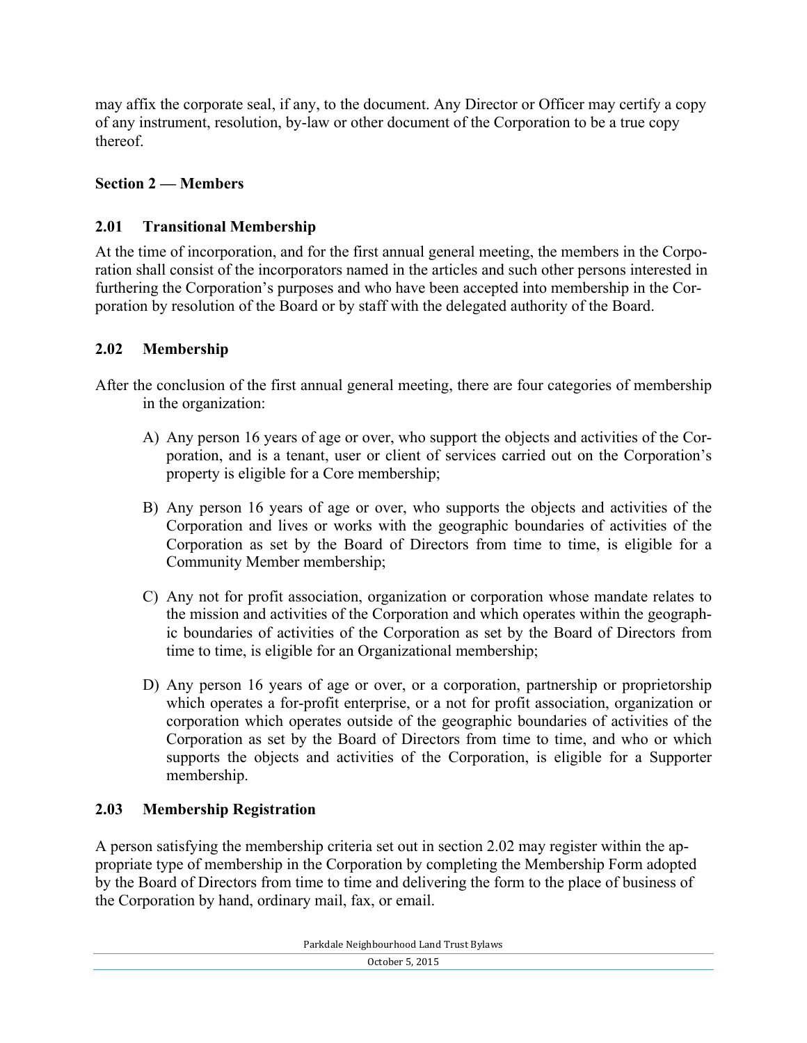may affix the corporate seal, if any, to the document. Any Director or Officer may certify a copy of any instrument, resolution, by-law or other document of the Corporation to be a true copy thereof.

## Section 2 — Members

### 2.01 Transitional Membership

At the time of incorporation, and for the first annual general meeting, the members in the Corporation shall consist of the incorporators named in the articles and such other persons interested in furthering the Corporation's purposes and who have been accepted into membership in the Corporation by resolution of the Board or by staff with the delegated authority of the Board.

### 2.02 Membership

After the conclusion of the first annual general meeting, there are four categories of membership in the organization:

A) Any person 16 years of age or over, who support the objects and activities of the Corporation, and is a tenant, user or client of services carried out on the Corporation's property is eligible for a Core membership;

B) Any person 16 years of age or over, who supports the objects and activities of the Corporation and lives or works with the geographic boundaries of activities of the Corporation as set by the Board of Directors from time to time, is eligible for a Community Member membership;

C) Any not for profit association, organization or corporation whose mandate relates to the mission and activities of the Corporation and which operates within the geographic boundaries of activities of the Corporation as set by the Board of Directors from time to time, is eligible for an Organizational membership;

D) Any person 16 years of age or over, or a corporation, partnership or proprietorship which operates a for-profit enterprise, or a not for profit association, organization or corporation which operates outside of the geographic boundaries of activities of the Corporation as set by the Board of Directors from time to time, and who or which supports the objects and activities of the Corporation, is eligible for a Supporter membership.

### 2.03 Membership Registration

A person satisfying the membership criteria set out in section 2.02 may register within the appropriate type of membership in the Corporation by completing the Membership Form adopted by the Board of Directors from time to time and delivering the form to the place of business of the Corporation by hand, ordinary mail, fax, or email.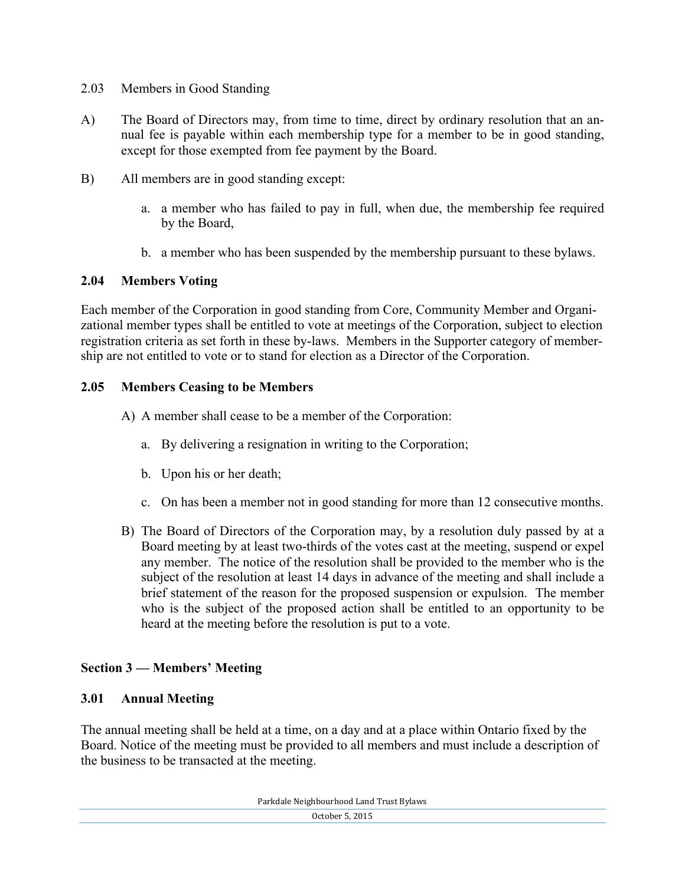2.03 Members in Good Standing

A) The Board of Directors may, from time to time, direct by ordinary resolution that an annual fee is payable within each membership type for a member to be in good standing, except for those exempted from fee payment by the Board.

B) All members are in good standing except:

   a. a member who has failed to pay in full, when due, the membership fee required by the Board,

   b. a member who has been suspended by the membership pursuant to these bylaws.

### 2.04 Members Voting

Each member of the Corporation in good standing from Core, Community Member and Organizational member types shall be entitled to vote at meetings of the Corporation, subject to election registration criteria as set forth in these by-laws. Members in the Supporter category of membership are not entitled to vote or to stand for election as a Director of the Corporation.

### 2.05 Members Ceasing to be Members

A) A member shall cease to be a member of the Corporation:

   a. By delivering a resignation in writing to the Corporation;

   b. Upon his or her death;

   c. On has been a member not in good standing for more than 12 consecutive months.

B) The Board of Directors of the Corporation may, by a resolution duly passed by at a Board meeting by at least two-thirds of the votes cast at the meeting, suspend or expel any member. The notice of the resolution shall be provided to the member who is the subject of the resolution at least 14 days in advance of the meeting and shall include a brief statement of the reason for the proposed suspension or expulsion. The member who is the subject of the proposed action shall be entitled to an opportunity to be heard at the meeting before the resolution is put to a vote.

## Section 3 — Members' Meeting

### 3.01 Annual Meeting

The annual meeting shall be held at a time, on a day and at a place within Ontario fixed by the Board. Notice of the meeting must be provided to all members and must include a description of the business to be transacted at the meeting.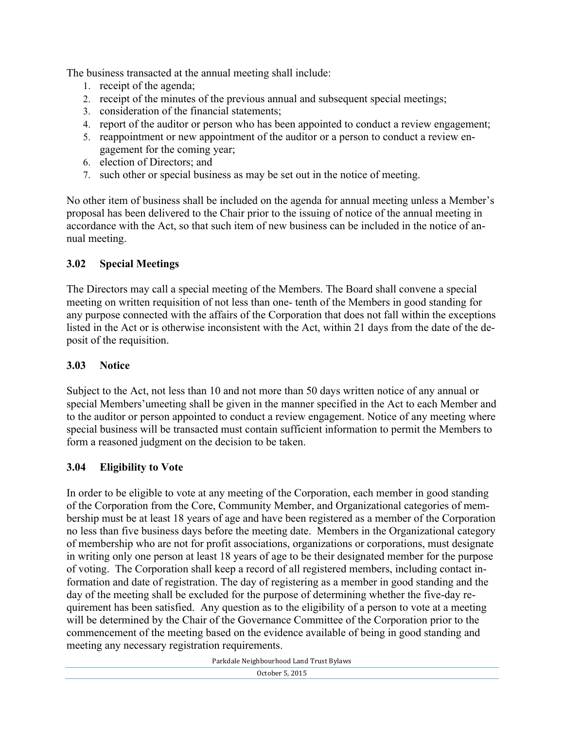The business transacted at the annual meeting shall include:

1. receipt of the agenda;
2. receipt of the minutes of the previous annual and subsequent special meetings;
3. consideration of the financial statements;
4. report of the auditor or person who has been appointed to conduct a review engagement;
5. reappointment or new appointment of the auditor or a person to conduct a review engagement for the coming year;
6. election of Directors; and
7. such other or special business as may be set out in the notice of meeting.

No other item of business shall be included on the agenda for annual meeting unless a Member's proposal has been delivered to the Chair prior to the issuing of notice of the annual meeting in accordance with the Act, so that such item of new business can be included in the notice of annual meeting.

### 3.02 Special Meetings

The Directors may call a special meeting of the Members. The Board shall convene a special meeting on written requisition of not less than one- tenth of the Members in good standing for any purpose connected with the affairs of the Corporation that does not fall within the exceptions listed in the Act or is otherwise inconsistent with the Act, within 21 days from the date of the deposit of the requisition.

### 3.03 Notice

Subject to the Act, not less than 10 and not more than 50 days written notice of any annual or special Members'umeeting shall be given in the manner specified in the Act to each Member and to the auditor or person appointed to conduct a review engagement. Notice of any meeting where special business will be transacted must contain sufficient information to permit the Members to form a reasoned judgment on the decision to be taken.

### 3.04 Eligibility to Vote

In order to be eligible to vote at any meeting of the Corporation, each member in good standing of the Corporation from the Core, Community Member, and Organizational categories of membership must be at least 18 years of age and have been registered as a member of the Corporation no less than five business days before the meeting date. Members in the Organizational category of membership who are not for profit associations, organizations or corporations, must designate in writing only one person at least 18 years of age to be their designated member for the purpose of voting. The Corporation shall keep a record of all registered members, including contact information and date of registration. The day of registering as a member in good standing and the day of the meeting shall be excluded for the purpose of determining whether the five-day requirement has been satisfied. Any question as to the eligibility of a person to vote at a meeting will be determined by the Chair of the Governance Committee of the Corporation prior to the commencement of the meeting based on the evidence available of being in good standing and meeting any necessary registration requirements.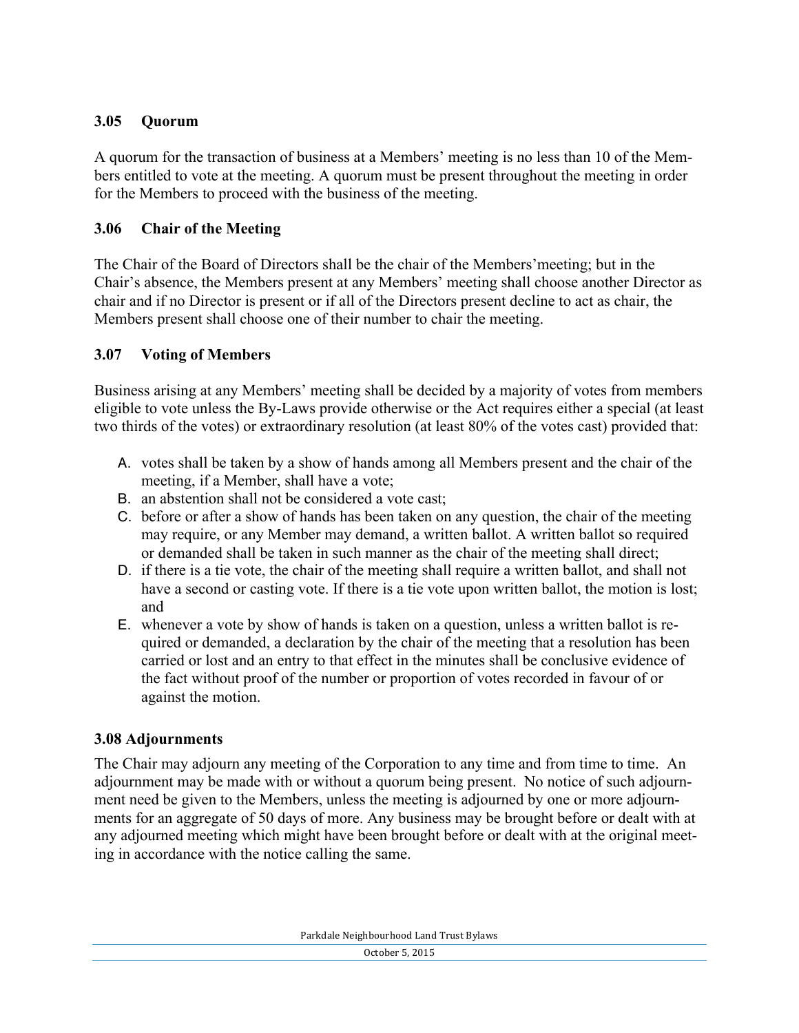### 3.05 Quorum

A quorum for the transaction of business at a Members' meeting is no less than 10 of the Members entitled to vote at the meeting. A quorum must be present throughout the meeting in order for the Members to proceed with the business of the meeting.

### 3.06 Chair of the Meeting

The Chair of the Board of Directors shall be the chair of the Members'meeting; but in the Chair's absence, the Members present at any Members' meeting shall choose another Director as chair and if no Director is present or if all of the Directors present decline to act as chair, the Members present shall choose one of their number to chair the meeting.

### 3.07 Voting of Members

Business arising at any Members' meeting shall be decided by a majority of votes from members eligible to vote unless the By-Laws provide otherwise or the Act requires either a special (at least two thirds of the votes) or extraordinary resolution (at least 80% of the votes cast) provided that:

A. votes shall be taken by a show of hands among all Members present and the chair of the meeting, if a Member, shall have a vote;
B. an abstention shall not be considered a vote cast;
C. before or after a show of hands has been taken on any question, the chair of the meeting may require, or any Member may demand, a written ballot. A written ballot so required or demanded shall be taken in such manner as the chair of the meeting shall direct;
D. if there is a tie vote, the chair of the meeting shall require a written ballot, and shall not have a second or casting vote. If there is a tie vote upon written ballot, the motion is lost; and
E. whenever a vote by show of hands is taken on a question, unless a written ballot is required or demanded, a declaration by the chair of the meeting that a resolution has been carried or lost and an entry to that effect in the minutes shall be conclusive evidence of the fact without proof of the number or proportion of votes recorded in favour of or against the motion.

### 3.08 Adjournments

The Chair may adjourn any meeting of the Corporation to any time and from time to time. An adjournment may be made with or without a quorum being present. No notice of such adjournment need be given to the Members, unless the meeting is adjourned by one or more adjournments for an aggregate of 50 days of more. Any business may be brought before or dealt with at any adjourned meeting which might have been brought before or dealt with at the original meeting in accordance with the notice calling the same.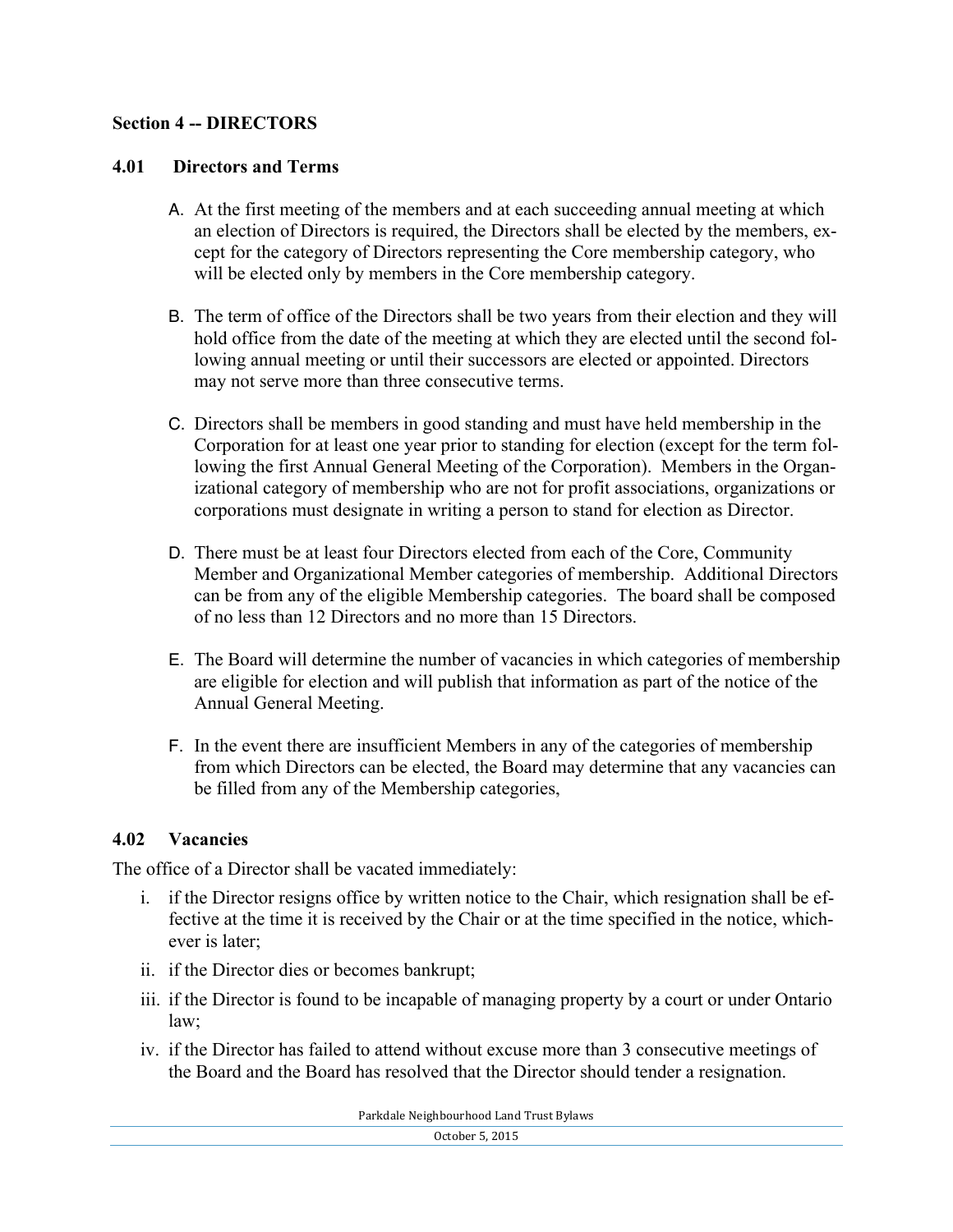## Section 4 -- DIRECTORS

### 4.01 Directors and Terms

A. At the first meeting of the members and at each succeeding annual meeting at which an election of Directors is required, the Directors shall be elected by the members, except for the category of Directors representing the Core membership category, who will be elected only by members in the Core membership category.

B. The term of office of the Directors shall be two years from their election and they will hold office from the date of the meeting at which they are elected until the second following annual meeting or until their successors are elected or appointed. Directors may not serve more than three consecutive terms.

C. Directors shall be members in good standing and must have held membership in the Corporation for at least one year prior to standing for election (except for the term following the first Annual General Meeting of the Corporation). Members in the Organizational category of membership who are not for profit associations, organizations or corporations must designate in writing a person to stand for election as Director.

D. There must be at least four Directors elected from each of the Core, Community Member and Organizational Member categories of membership. Additional Directors can be from any of the eligible Membership categories. The board shall be composed of no less than 12 Directors and no more than 15 Directors.

E. The Board will determine the number of vacancies in which categories of membership are eligible for election and will publish that information as part of the notice of the Annual General Meeting.

F. In the event there are insufficient Members in any of the categories of membership from which Directors can be elected, the Board may determine that any vacancies can be filled from any of the Membership categories,

### 4.02 Vacancies

The office of a Director shall be vacated immediately:

i. if the Director resigns office by written notice to the Chair, which resignation shall be effective at the time it is received by the Chair or at the time specified in the notice, whichever is later;

ii. if the Director dies or becomes bankrupt;

iii. if the Director is found to be incapable of managing property by a court or under Ontario law;

iv. if the Director has failed to attend without excuse more than 3 consecutive meetings of the Board and the Board has resolved that the Director should tender a resignation.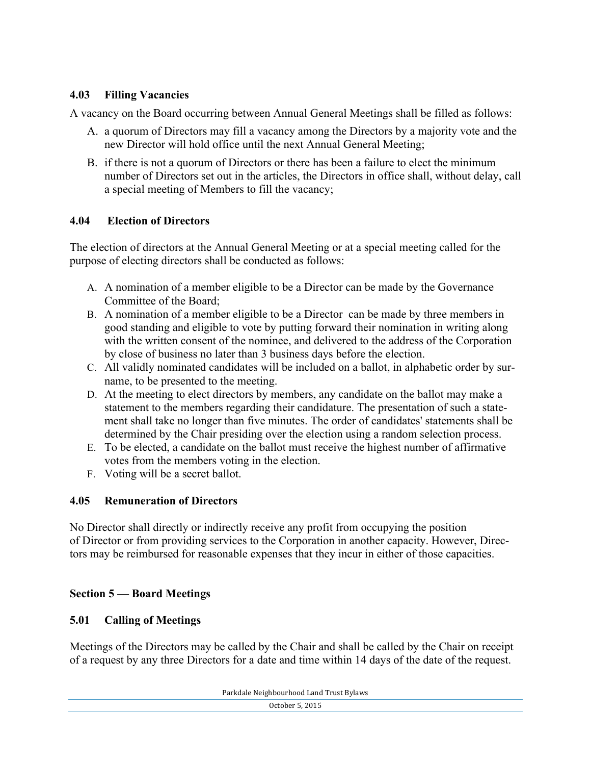### 4.03 Filling Vacancies

A vacancy on the Board occurring between Annual General Meetings shall be filled as follows:

A. a quorum of Directors may fill a vacancy among the Directors by a majority vote and the new Director will hold office until the next Annual General Meeting;

B. if there is not a quorum of Directors or there has been a failure to elect the minimum number of Directors set out in the articles, the Directors in office shall, without delay, call a special meeting of Members to fill the vacancy;

### 4.04 Election of Directors

The election of directors at the Annual General Meeting or at a special meeting called for the purpose of electing directors shall be conducted as follows:

A. A nomination of a member eligible to be a Director can be made by the Governance Committee of the Board;

B. A nomination of a member eligible to be a Director can be made by three members in good standing and eligible to vote by putting forward their nomination in writing along with the written consent of the nominee, and delivered to the address of the Corporation by close of business no later than 3 business days before the election.

C. All validly nominated candidates will be included on a ballot, in alphabetic order by surname, to be presented to the meeting.

D. At the meeting to elect directors by members, any candidate on the ballot may make a statement to the members regarding their candidature. The presentation of such a statement shall take no longer than five minutes. The order of candidates' statements shall be determined by the Chair presiding over the election using a random selection process.

E. To be elected, a candidate on the ballot must receive the highest number of affirmative votes from the members voting in the election.

F. Voting will be a secret ballot.

### 4.05 Remuneration of Directors

No Director shall directly or indirectly receive any profit from occupying the position of Director or from providing services to the Corporation in another capacity. However, Directors may be reimbursed for reasonable expenses that they incur in either of those capacities.

## Section 5 — Board Meetings

### 5.01 Calling of Meetings

Meetings of the Directors may be called by the Chair and shall be called by the Chair on receipt of a request by any three Directors for a date and time within 14 days of the date of the request.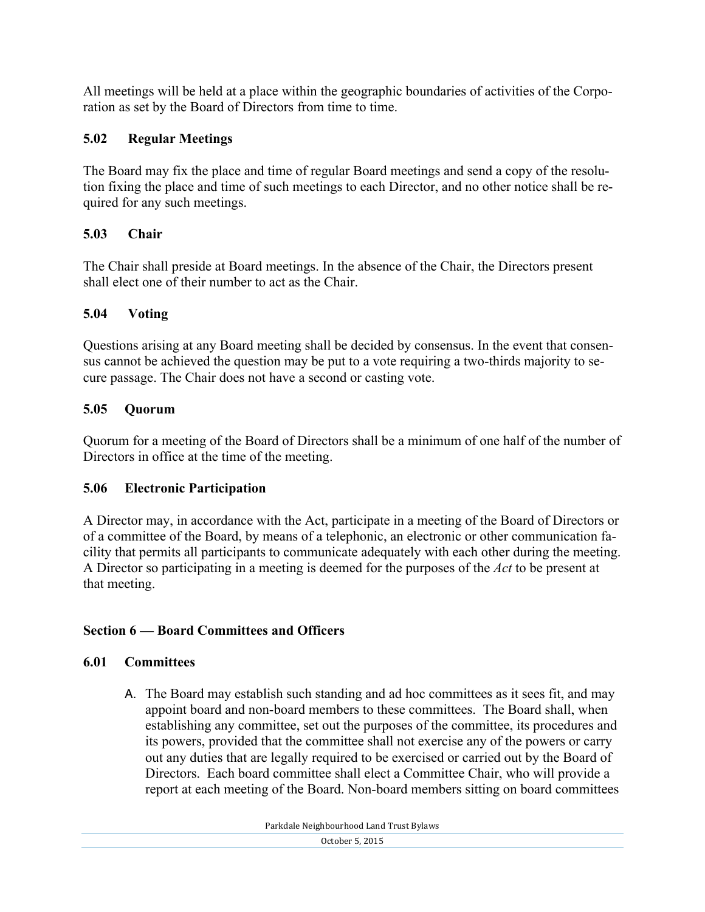All meetings will be held at a place within the geographic boundaries of activities of the Corporation as set by the Board of Directors from time to time.

### 5.02 Regular Meetings

The Board may fix the place and time of regular Board meetings and send a copy of the resolution fixing the place and time of such meetings to each Director, and no other notice shall be required for any such meetings.

### 5.03 Chair

The Chair shall preside at Board meetings. In the absence of the Chair, the Directors present shall elect one of their number to act as the Chair.

### 5.04 Voting

Questions arising at any Board meeting shall be decided by consensus. In the event that consensus cannot be achieved the question may be put to a vote requiring a two-thirds majority to secure passage. The Chair does not have a second or casting vote.

### 5.05 Quorum

Quorum for a meeting of the Board of Directors shall be a minimum of one half of the number of Directors in office at the time of the meeting.

### 5.06 Electronic Participation

A Director may, in accordance with the Act, participate in a meeting of the Board of Directors or of a committee of the Board, by means of a telephonic, an electronic or other communication facility that permits all participants to communicate adequately with each other during the meeting. A Director so participating in a meeting is deemed for the purposes of the *Act* to be present at that meeting.

## Section 6 — Board Committees and Officers

### 6.01 Committees

A. The Board may establish such standing and ad hoc committees as it sees fit, and may appoint board and non-board members to these committees. The Board shall, when establishing any committee, set out the purposes of the committee, its procedures and its powers, provided that the committee shall not exercise any of the powers or carry out any duties that are legally required to be exercised or carried out by the Board of Directors. Each board committee shall elect a Committee Chair, who will provide a report at each meeting of the Board. Non-board members sitting on board committees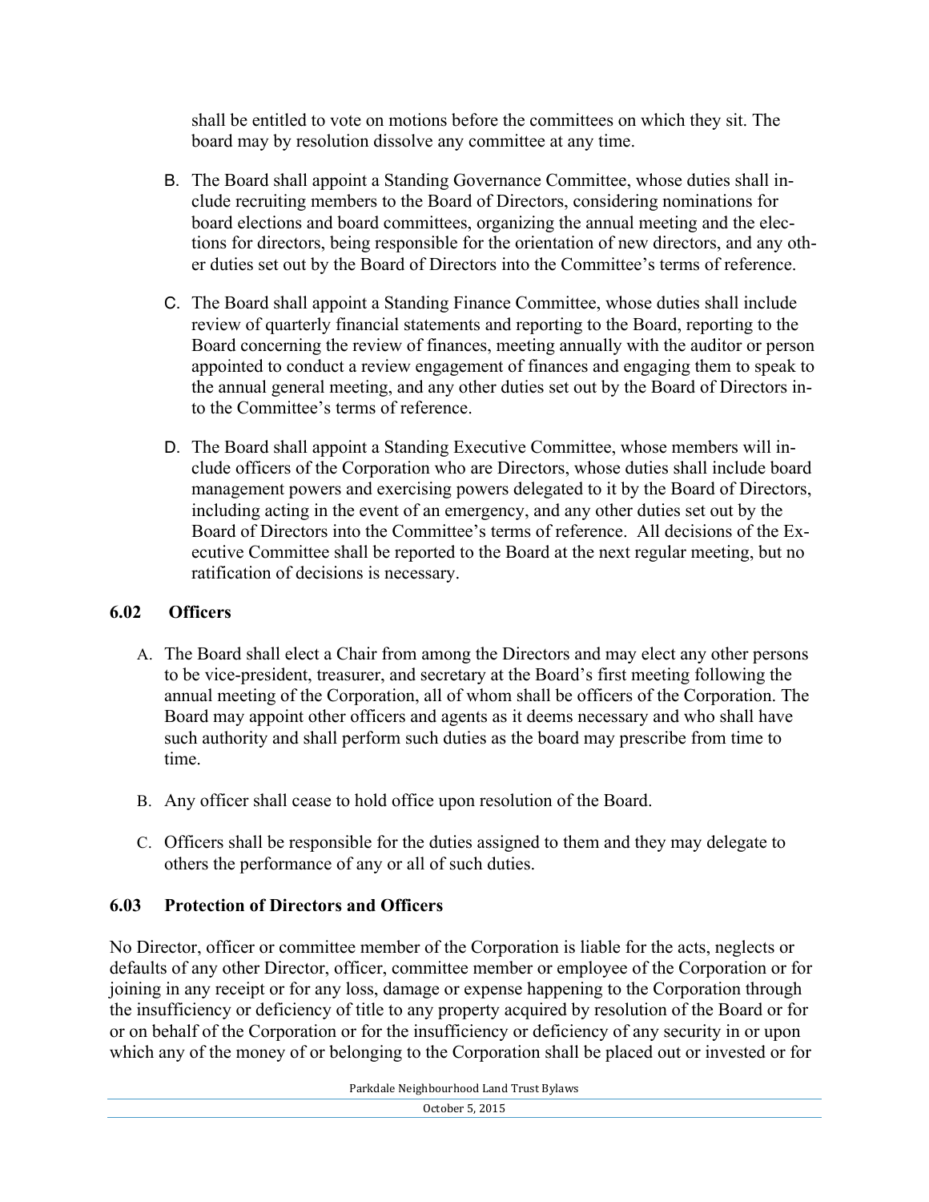shall be entitled to vote on motions before the committees on which they sit. The board may by resolution dissolve any committee at any time.

B. The Board shall appoint a Standing Governance Committee, whose duties shall include recruiting members to the Board of Directors, considering nominations for board elections and board committees, organizing the annual meeting and the elections for directors, being responsible for the orientation of new directors, and any other duties set out by the Board of Directors into the Committee's terms of reference.

C. The Board shall appoint a Standing Finance Committee, whose duties shall include review of quarterly financial statements and reporting to the Board, reporting to the Board concerning the review of finances, meeting annually with the auditor or person appointed to conduct a review engagement of finances and engaging them to speak to the annual general meeting, and any other duties set out by the Board of Directors into the Committee's terms of reference.

D. The Board shall appoint a Standing Executive Committee, whose members will include officers of the Corporation who are Directors, whose duties shall include board management powers and exercising powers delegated to it by the Board of Directors, including acting in the event of an emergency, and any other duties set out by the Board of Directors into the Committee's terms of reference. All decisions of the Executive Committee shall be reported to the Board at the next regular meeting, but no ratification of decisions is necessary.

### 6.02 Officers

A. The Board shall elect a Chair from among the Directors and may elect any other persons to be vice-president, treasurer, and secretary at the Board's first meeting following the annual meeting of the Corporation, all of whom shall be officers of the Corporation. The Board may appoint other officers and agents as it deems necessary and who shall have such authority and shall perform such duties as the board may prescribe from time to time.

B. Any officer shall cease to hold office upon resolution of the Board.

C. Officers shall be responsible for the duties assigned to them and they may delegate to others the performance of any or all of such duties.

### 6.03 Protection of Directors and Officers

No Director, officer or committee member of the Corporation is liable for the acts, neglects or defaults of any other Director, officer, committee member or employee of the Corporation or for joining in any receipt or for any loss, damage or expense happening to the Corporation through the insufficiency or deficiency of title to any property acquired by resolution of the Board or for or on behalf of the Corporation or for the insufficiency or deficiency of any security in or upon which any of the money of or belonging to the Corporation shall be placed out or invested or for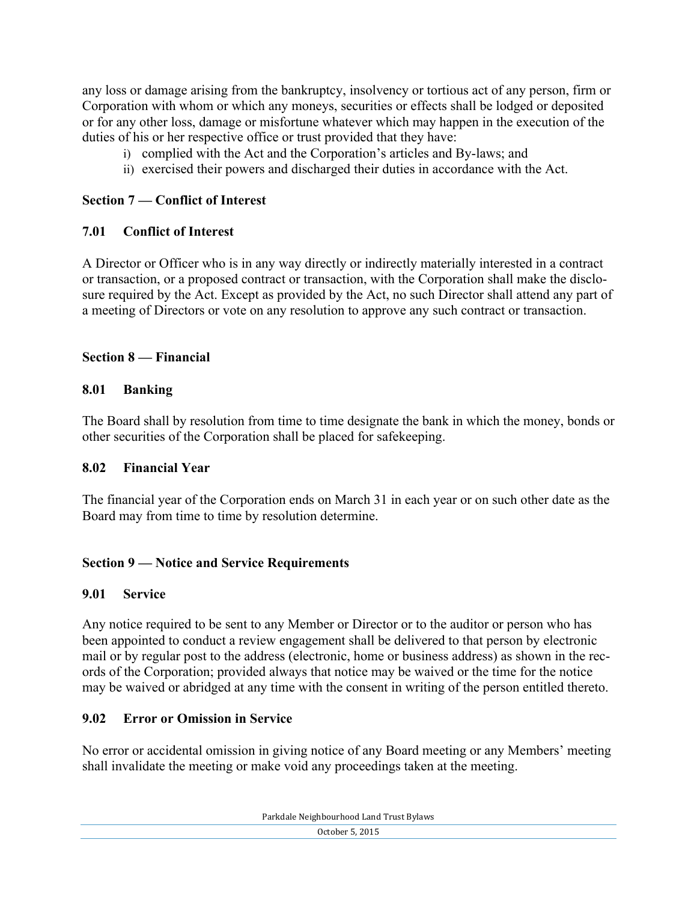any loss or damage arising from the bankruptcy, insolvency or tortious act of any person, firm or Corporation with whom or which any moneys, securities or effects shall be lodged or deposited or for any other loss, damage or misfortune whatever which may happen in the execution of the duties of his or her respective office or trust provided that they have:

i) complied with the Act and the Corporation's articles and By-laws; and
ii) exercised their powers and discharged their duties in accordance with the Act.

## Section 7 — Conflict of Interest

### 7.01 Conflict of Interest

A Director or Officer who is in any way directly or indirectly materially interested in a contract or transaction, or a proposed contract or transaction, with the Corporation shall make the disclosure required by the Act. Except as provided by the Act, no such Director shall attend any part of a meeting of Directors or vote on any resolution to approve any such contract or transaction.

## Section 8 — Financial

### 8.01 Banking

The Board shall by resolution from time to time designate the bank in which the money, bonds or other securities of the Corporation shall be placed for safekeeping.

### 8.02 Financial Year

The financial year of the Corporation ends on March 31 in each year or on such other date as the Board may from time to time by resolution determine.

## Section 9 — Notice and Service Requirements

### 9.01 Service

Any notice required to be sent to any Member or Director or to the auditor or person who has been appointed to conduct a review engagement shall be delivered to that person by electronic mail or by regular post to the address (electronic, home or business address) as shown in the records of the Corporation; provided always that notice may be waived or the time for the notice may be waived or abridged at any time with the consent in writing of the person entitled thereto.

### 9.02 Error or Omission in Service

No error or accidental omission in giving notice of any Board meeting or any Members' meeting shall invalidate the meeting or make void any proceedings taken at the meeting.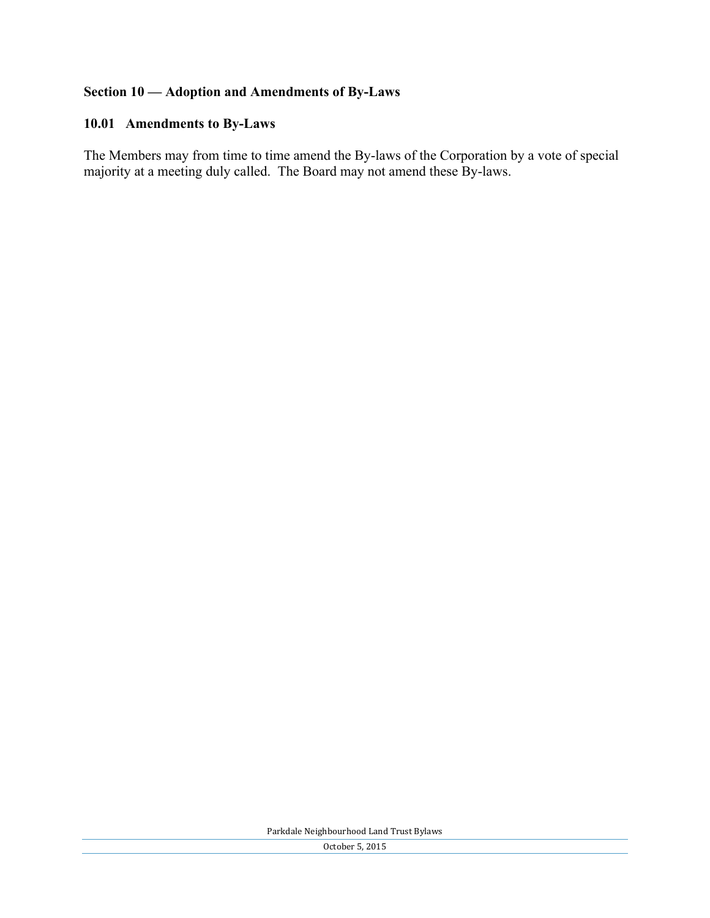## Section 10 — Adoption and Amendments of By-Laws

### 10.01 Amendments to By-Laws

The Members may from time to time amend the By-laws of the Corporation by a vote of special majority at a meeting duly called. The Board may not amend these By-laws.